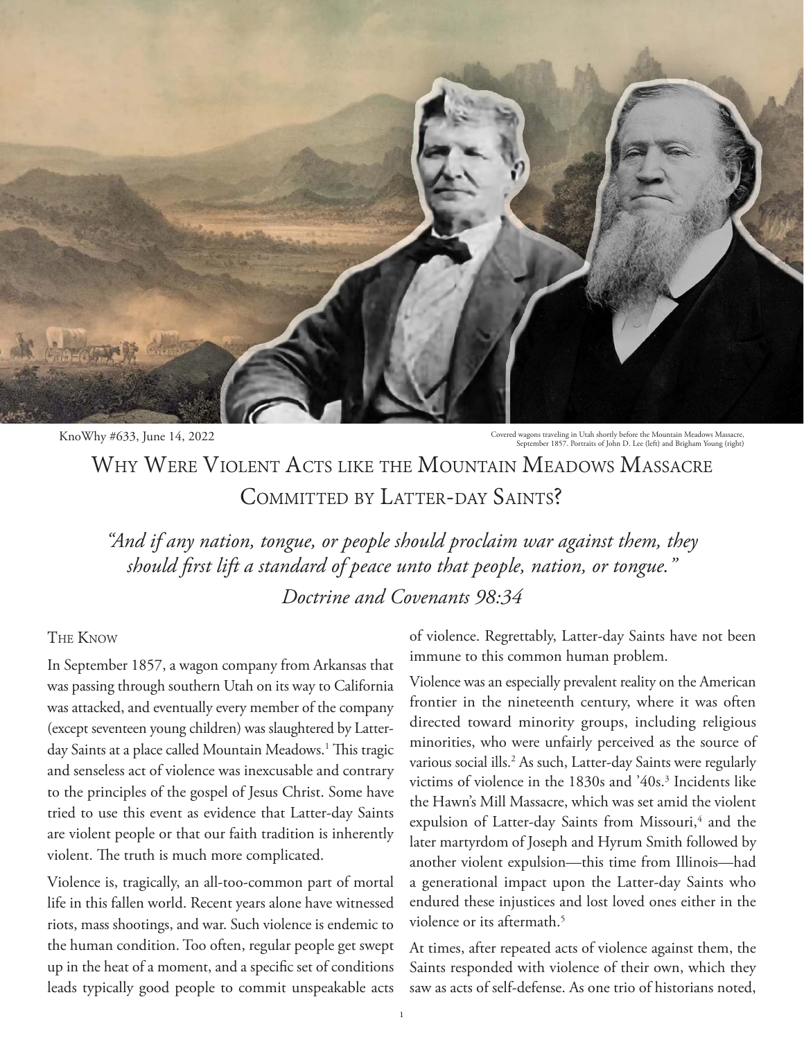KnoWhy #633, June 14, 2022

Covered wagons traveling in Utah shortly before the Mountain Meadows Massacre, September 1857. Portraits of John D. Lee (left) and Brigham Young (right)

# Why Were Violent Acts like the Mountain Meadows Massacre Committed by Latter-day Saints?

*"And if any nation, tongue, or people should proclaim war against them, they should first lift a standard of peace unto that people, nation, or tongue."*

*Doctrine and Covenants 98:34*

## The Know

In September 1857, a wagon company from Arkansas that was passing through southern Utah on its way to California was attacked, and eventually every member of the company (except seventeen young children) was slaughtered by Latter-day Saints at a place called Mountain Meadows.[1] This tragic and senseless act of violence was inexcusable and contrary to the principles of the gospel of Jesus Christ. Some have tried to use this event as evidence that Latter-day Saints are violent people or that our faith tradition is inherently violent. The truth is much more complicated.

Violence is, tragically, an all-too-common part of mortal life in this fallen world. Recent years alone have witnessed riots, mass shootings, and war. Such violence is endemic to the human condition. Too often, regular people get swept up in the heat of a moment, and a specific set of conditions leads typically good people to commit unspeakable acts of violence. Regrettably, Latter-day Saints have not been immune to this common human problem.

Violence was an especially prevalent reality on the American frontier in the nineteenth century, where it was often directed toward minority groups, including religious minorities, who were unfairly perceived as the source of various social ills.[2] As such, Latter-day Saints were regularly victims of violence in the 1830s and '40s.[3] Incidents like the Hawn's Mill Massacre, which was set amid the violent expulsion of Latter-day Saints from Missouri,[4] and the later martyrdom of Joseph and Hyrum Smith followed by another violent expulsion—this time from Illinois—had a generational impact upon the Latter-day Saints who endured these injustices and lost loved ones either in the violence or its aftermath.[5]

At times, after repeated acts of violence against them, the Saints responded with violence of their own, which they saw as acts of self-defense. As one trio of historians noted,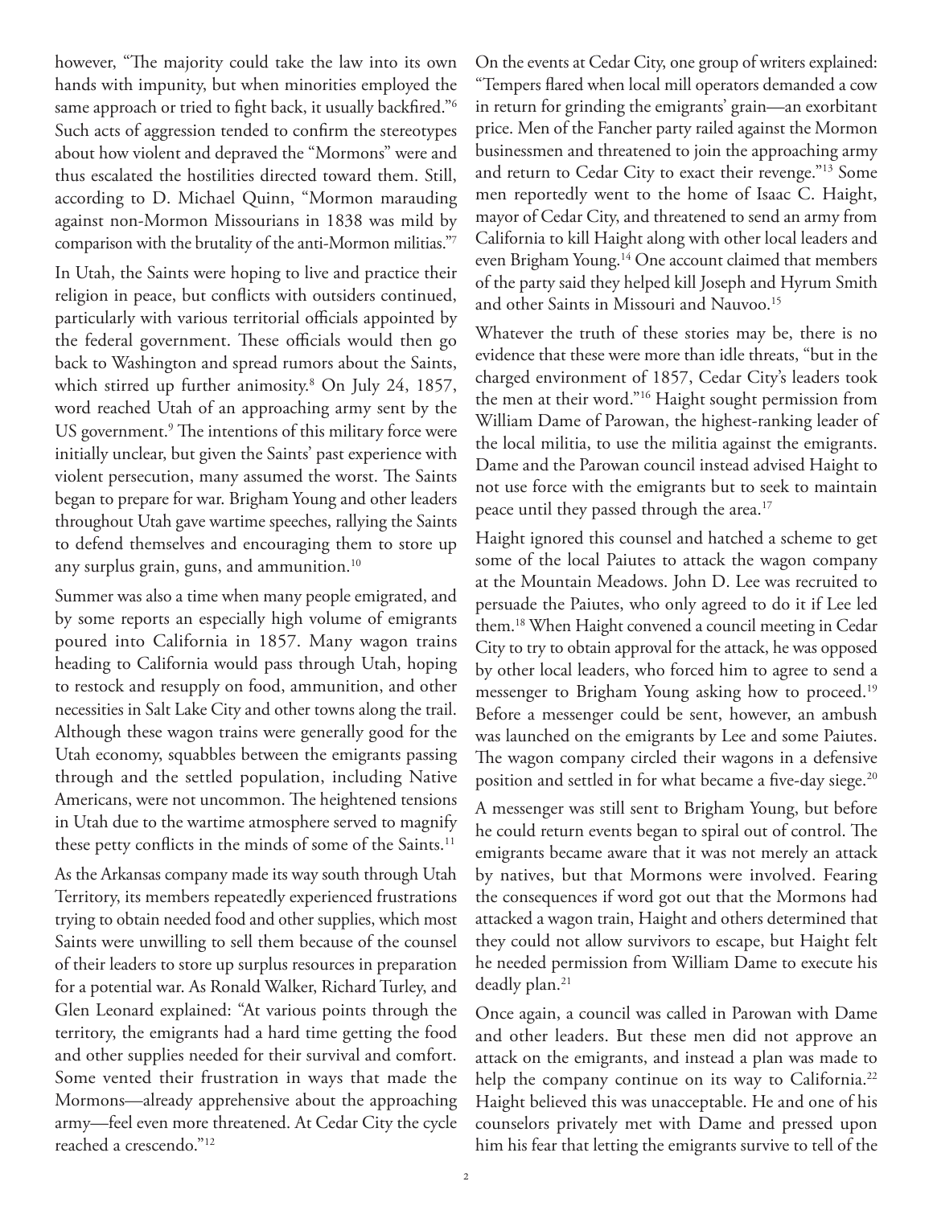however, "The majority could take the law into its own hands with impunity, but when minorities employed the same approach or tried to fight back, it usually backfired."[6] Such acts of aggression tended to confirm the stereotypes about how violent and depraved the "Mormons" were and thus escalated the hostilities directed toward them. Still, according to D. Michael Quinn, "Mormon marauding against non-Mormon Missourians in 1838 was mild by comparison with the brutality of the anti-Mormon militias."[7]

In Utah, the Saints were hoping to live and practice their religion in peace, but conflicts with outsiders continued, particularly with various territorial officials appointed by the federal government. These officials would then go back to Washington and spread rumors about the Saints, which stirred up further animosity.[8] On July 24, 1857, word reached Utah of an approaching army sent by the US government.[9] The intentions of this military force were initially unclear, but given the Saints' past experience with violent persecution, many assumed the worst. The Saints began to prepare for war. Brigham Young and other leaders throughout Utah gave wartime speeches, rallying the Saints to defend themselves and encouraging them to store up any surplus grain, guns, and ammunition.[10]

Summer was also a time when many people emigrated, and by some reports an especially high volume of emigrants poured into California in 1857. Many wagon trains heading to California would pass through Utah, hoping to restock and resupply on food, ammunition, and other necessities in Salt Lake City and other towns along the trail. Although these wagon trains were generally good for the Utah economy, squabbles between the emigrants passing through and the settled population, including Native Americans, were not uncommon. The heightened tensions in Utah due to the wartime atmosphere served to magnify these petty conflicts in the minds of some of the Saints.[11]

As the Arkansas company made its way south through Utah Territory, its members repeatedly experienced frustrations trying to obtain needed food and other supplies, which most Saints were unwilling to sell them because of the counsel of their leaders to store up surplus resources in preparation for a potential war. As Ronald Walker, Richard Turley, and Glen Leonard explained: "At various points through the territory, the emigrants had a hard time getting the food and other supplies needed for their survival and comfort. Some vented their frustration in ways that made the Mormons—already apprehensive about the approaching army—feel even more threatened. At Cedar City the cycle reached a crescendo."[12]

On the events at Cedar City, one group of writers explained: "Tempers flared when local mill operators demanded a cow in return for grinding the emigrants' grain—an exorbitant price. Men of the Fancher party railed against the Mormon businessmen and threatened to join the approaching army and return to Cedar City to exact their revenge."[13] Some men reportedly went to the home of Isaac C. Haight, mayor of Cedar City, and threatened to send an army from California to kill Haight along with other local leaders and even Brigham Young.[14] One account claimed that members of the party said they helped kill Joseph and Hyrum Smith and other Saints in Missouri and Nauvoo.[15]

Whatever the truth of these stories may be, there is no evidence that these were more than idle threats, "but in the charged environment of 1857, Cedar City's leaders took the men at their word."[16] Haight sought permission from William Dame of Parowan, the highest-ranking leader of the local militia, to use the militia against the emigrants. Dame and the Parowan council instead advised Haight to not use force with the emigrants but to seek to maintain peace until they passed through the area.[17]

Haight ignored this counsel and hatched a scheme to get some of the local Paiutes to attack the wagon company at the Mountain Meadows. John D. Lee was recruited to persuade the Paiutes, who only agreed to do it if Lee led them.[18] When Haight convened a council meeting in Cedar City to try to obtain approval for the attack, he was opposed by other local leaders, who forced him to agree to send a messenger to Brigham Young asking how to proceed.[19] Before a messenger could be sent, however, an ambush was launched on the emigrants by Lee and some Paiutes. The wagon company circled their wagons in a defensive position and settled in for what became a five-day siege.[20]

A messenger was still sent to Brigham Young, but before he could return events began to spiral out of control. The emigrants became aware that it was not merely an attack by natives, but that Mormons were involved. Fearing the consequences if word got out that the Mormons had attacked a wagon train, Haight and others determined that they could not allow survivors to escape, but Haight felt he needed permission from William Dame to execute his deadly plan.[21]

Once again, a council was called in Parowan with Dame and other leaders. But these men did not approve an attack on the emigrants, and instead a plan was made to help the company continue on its way to California.[22] Haight believed this was unacceptable. He and one of his counselors privately met with Dame and pressed upon him his fear that letting the emigrants survive to tell of the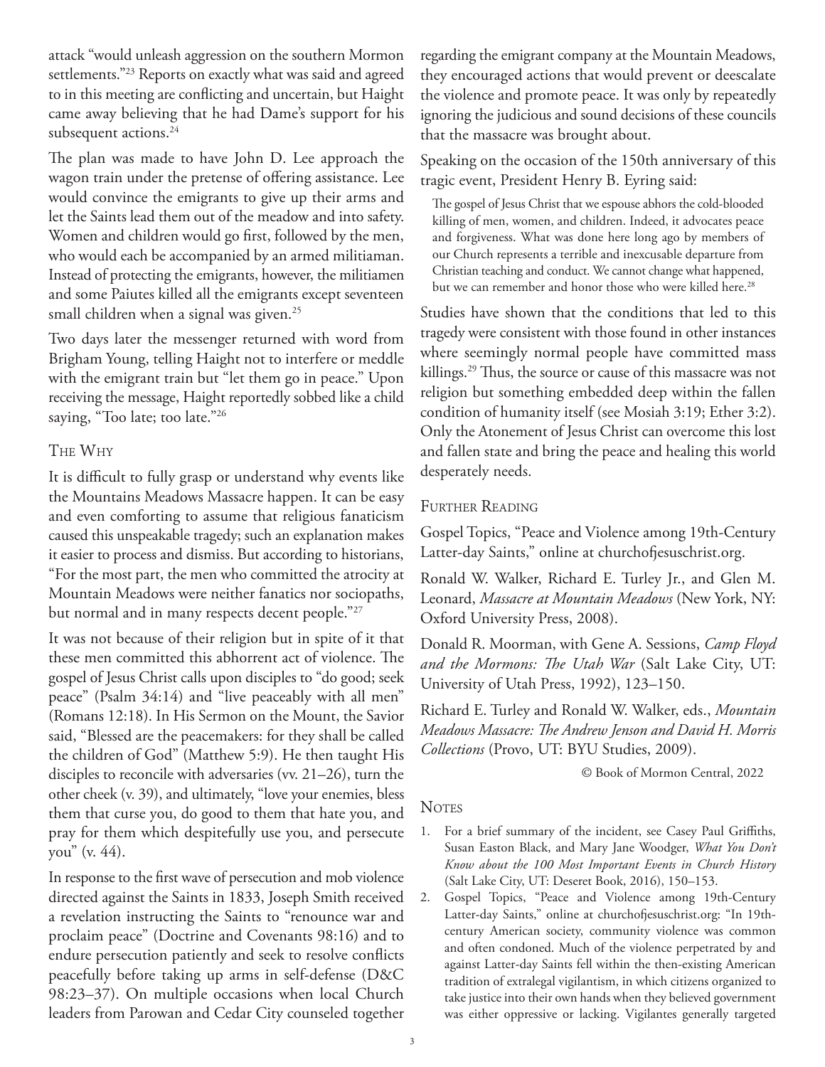attack "would unleash aggression on the southern Mormon settlements."[23] Reports on exactly what was said and agreed to in this meeting are conflicting and uncertain, but Haight came away believing that he had Dame's support for his subsequent actions.[24]

The plan was made to have John D. Lee approach the wagon train under the pretense of offering assistance. Lee would convince the emigrants to give up their arms and let the Saints lead them out of the meadow and into safety. Women and children would go first, followed by the men, who would each be accompanied by an armed militiaman. Instead of protecting the emigrants, however, the militiamen and some Paiutes killed all the emigrants except seventeen small children when a signal was given.[25]

Two days later the messenger returned with word from Brigham Young, telling Haight not to interfere or meddle with the emigrant train but "let them go in peace." Upon receiving the message, Haight reportedly sobbed like a child saying, "Too late; too late."[26]

## The Why

It is difficult to fully grasp or understand why events like the Mountains Meadows Massacre happen. It can be easy and even comforting to assume that religious fanaticism caused this unspeakable tragedy; such an explanation makes it easier to process and dismiss. But according to historians, "For the most part, the men who committed the atrocity at Mountain Meadows were neither fanatics nor sociopaths, but normal and in many respects decent people."[27]

It was not because of their religion but in spite of it that these men committed this abhorrent act of violence. The gospel of Jesus Christ calls upon disciples to "do good; seek peace" (Psalm 34:14) and "live peaceably with all men" (Romans 12:18). In His Sermon on the Mount, the Savior said, "Blessed are the peacemakers: for they shall be called the children of God" (Matthew 5:9). He then taught His disciples to reconcile with adversaries (vv. 21–26), turn the other cheek (v. 39), and ultimately, "love your enemies, bless them that curse you, do good to them that hate you, and pray for them which despitefully use you, and persecute you" (v. 44).

In response to the first wave of persecution and mob violence directed against the Saints in 1833, Joseph Smith received a revelation instructing the Saints to "renounce war and proclaim peace" (Doctrine and Covenants 98:16) and to endure persecution patiently and seek to resolve conflicts peacefully before taking up arms in self-defense (D&C 98:23–37). On multiple occasions when local Church leaders from Parowan and Cedar City counseled together regarding the emigrant company at the Mountain Meadows, they encouraged actions that would prevent or deescalate the violence and promote peace. It was only by repeatedly ignoring the judicious and sound decisions of these councils that the massacre was brought about.

Speaking on the occasion of the 150th anniversary of this tragic event, President Henry B. Eyring said:

> The gospel of Jesus Christ that we espouse abhors the cold-blooded killing of men, women, and children. Indeed, it advocates peace and forgiveness. What was done here long ago by members of our Church represents a terrible and inexcusable departure from Christian teaching and conduct. We cannot change what happened, but we can remember and honor those who were killed here.[28]

Studies have shown that the conditions that led to this tragedy were consistent with those found in other instances where seemingly normal people have committed mass killings.[29] Thus, the source or cause of this massacre was not religion but something embedded deep within the fallen condition of humanity itself (see Mosiah 3:19; Ether 3:2). Only the Atonement of Jesus Christ can overcome this lost and fallen state and bring the peace and healing this world desperately needs.

## Further Reading

Gospel Topics, "Peace and Violence among 19th-Century Latter-day Saints," online at churchofjesuschrist.org.

Ronald W. Walker, Richard E. Turley Jr., and Glen M. Leonard, *Massacre at Mountain Meadows* (New York, NY: Oxford University Press, 2008).

Donald R. Moorman, with Gene A. Sessions, *Camp Floyd and the Mormons: The Utah War* (Salt Lake City, UT: University of Utah Press, 1992), 123–150.

Richard E. Turley and Ronald W. Walker, eds., *Mountain Meadows Massacre: The Andrew Jenson and David H. Morris Collections* (Provo, UT: BYU Studies, 2009).

© Book of Mormon Central, 2022

## Notes

1. For a brief summary of the incident, see Casey Paul Griffiths, Susan Easton Black, and Mary Jane Woodger, *What You Don't Know about the 100 Most Important Events in Church History* (Salt Lake City, UT: Deseret Book, 2016), 150–153.
2. Gospel Topics, "Peace and Violence among 19th-Century Latter-day Saints," online at churchofjesuschrist.org: "In 19th-century American society, community violence was common and often condoned. Much of the violence perpetrated by and against Latter-day Saints fell within the then-existing American tradition of extralegal vigilantism, in which citizens organized to take justice into their own hands when they believed government was either oppressive or lacking. Vigilantes generally targeted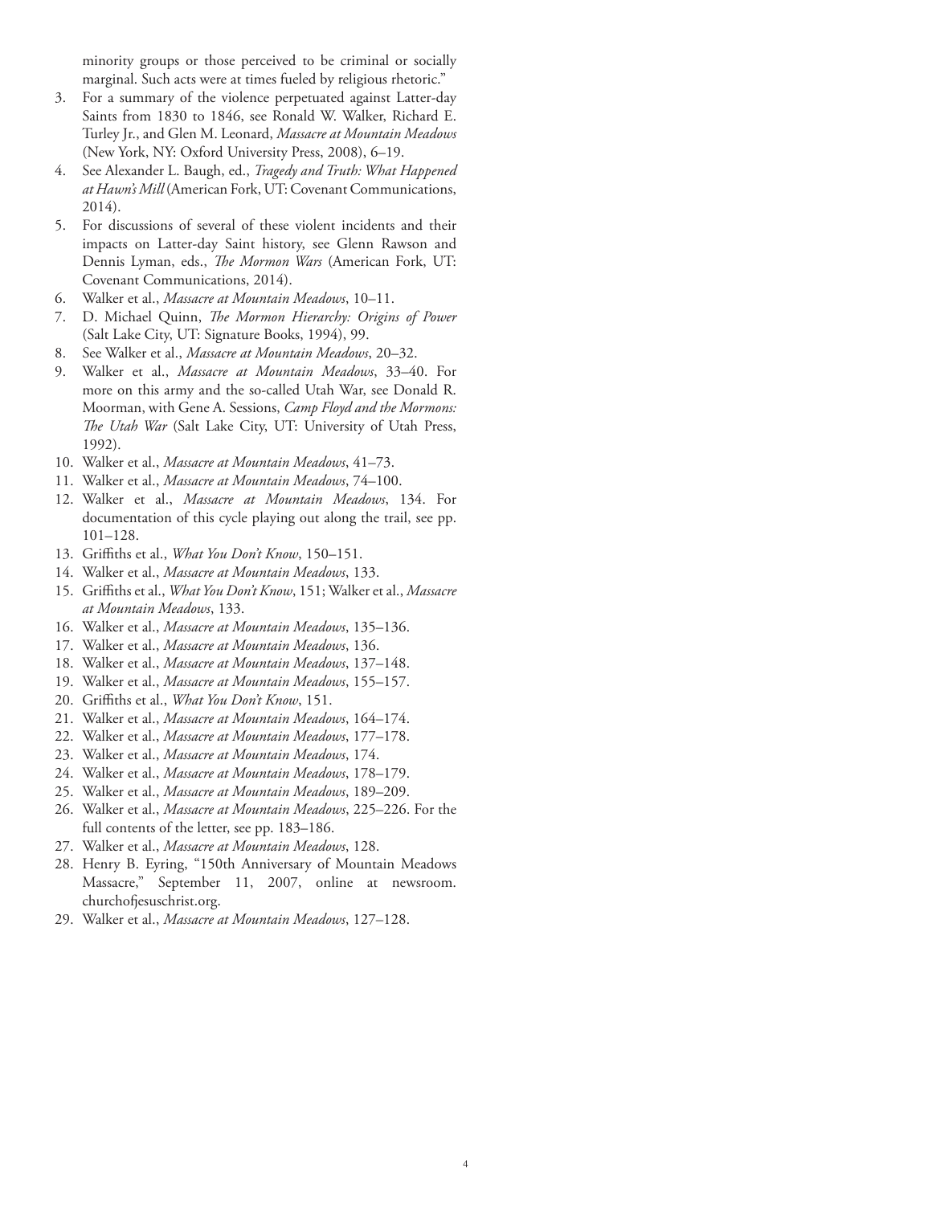minority groups or those perceived to be criminal or socially marginal. Such acts were at times fueled by religious rhetoric."

3. For a summary of the violence perpetuated against Latter-day Saints from 1830 to 1846, see Ronald W. Walker, Richard E. Turley Jr., and Glen M. Leonard, *Massacre at Mountain Meadows* (New York, NY: Oxford University Press, 2008), 6–19.
4. See Alexander L. Baugh, ed., *Tragedy and Truth: What Happened at Hawn's Mill* (American Fork, UT: Covenant Communications, 2014).
5. For discussions of several of these violent incidents and their impacts on Latter-day Saint history, see Glenn Rawson and Dennis Lyman, eds., *The Mormon Wars* (American Fork, UT: Covenant Communications, 2014).
6. Walker et al., *Massacre at Mountain Meadows*, 10–11.
7. D. Michael Quinn, *The Mormon Hierarchy: Origins of Power* (Salt Lake City, UT: Signature Books, 1994), 99.
8. See Walker et al., *Massacre at Mountain Meadows*, 20–32.
9. Walker et al., *Massacre at Mountain Meadows*, 33–40. For more on this army and the so-called Utah War, see Donald R. Moorman, with Gene A. Sessions, *Camp Floyd and the Mormons: The Utah War* (Salt Lake City, UT: University of Utah Press, 1992).
10. Walker et al., *Massacre at Mountain Meadows*, 41–73.
11. Walker et al., *Massacre at Mountain Meadows*, 74–100.
12. Walker et al., *Massacre at Mountain Meadows*, 134. For documentation of this cycle playing out along the trail, see pp. 101–128.
13. Griffiths et al., *What You Don't Know*, 150–151.
14. Walker et al., *Massacre at Mountain Meadows*, 133.
15. Griffiths et al., *What You Don't Know*, 151; Walker et al., *Massacre at Mountain Meadows*, 133.
16. Walker et al., *Massacre at Mountain Meadows*, 135–136.
17. Walker et al., *Massacre at Mountain Meadows*, 136.
18. Walker et al., *Massacre at Mountain Meadows*, 137–148.
19. Walker et al., *Massacre at Mountain Meadows*, 155–157.
20. Griffiths et al., *What You Don't Know*, 151.
21. Walker et al., *Massacre at Mountain Meadows*, 164–174.
22. Walker et al., *Massacre at Mountain Meadows*, 177–178.
23. Walker et al., *Massacre at Mountain Meadows*, 174.
24. Walker et al., *Massacre at Mountain Meadows*, 178–179.
25. Walker et al., *Massacre at Mountain Meadows*, 189–209.
26. Walker et al., *Massacre at Mountain Meadows*, 225–226. For the full contents of the letter, see pp. 183–186.
27. Walker et al., *Massacre at Mountain Meadows*, 128.
28. Henry B. Eyring, "150th Anniversary of Mountain Meadows Massacre," September 11, 2007, online at newsroom.churchofjesuschrist.org.
29. Walker et al., *Massacre at Mountain Meadows*, 127–128.